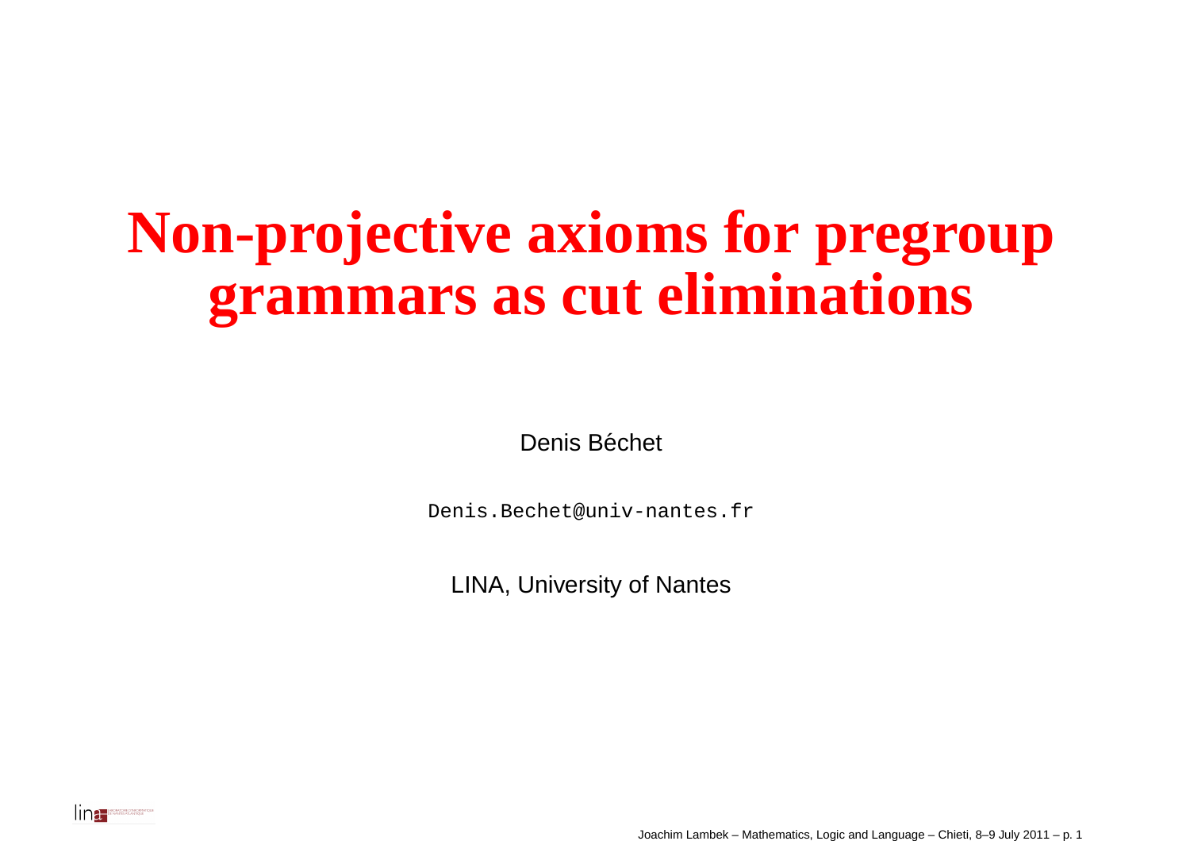# Non-projective axioms for pregroup grammars as cut eliminations

Denis Béchet

Denis.Bechet@univ-nantes.fr

LINA, University of Nantes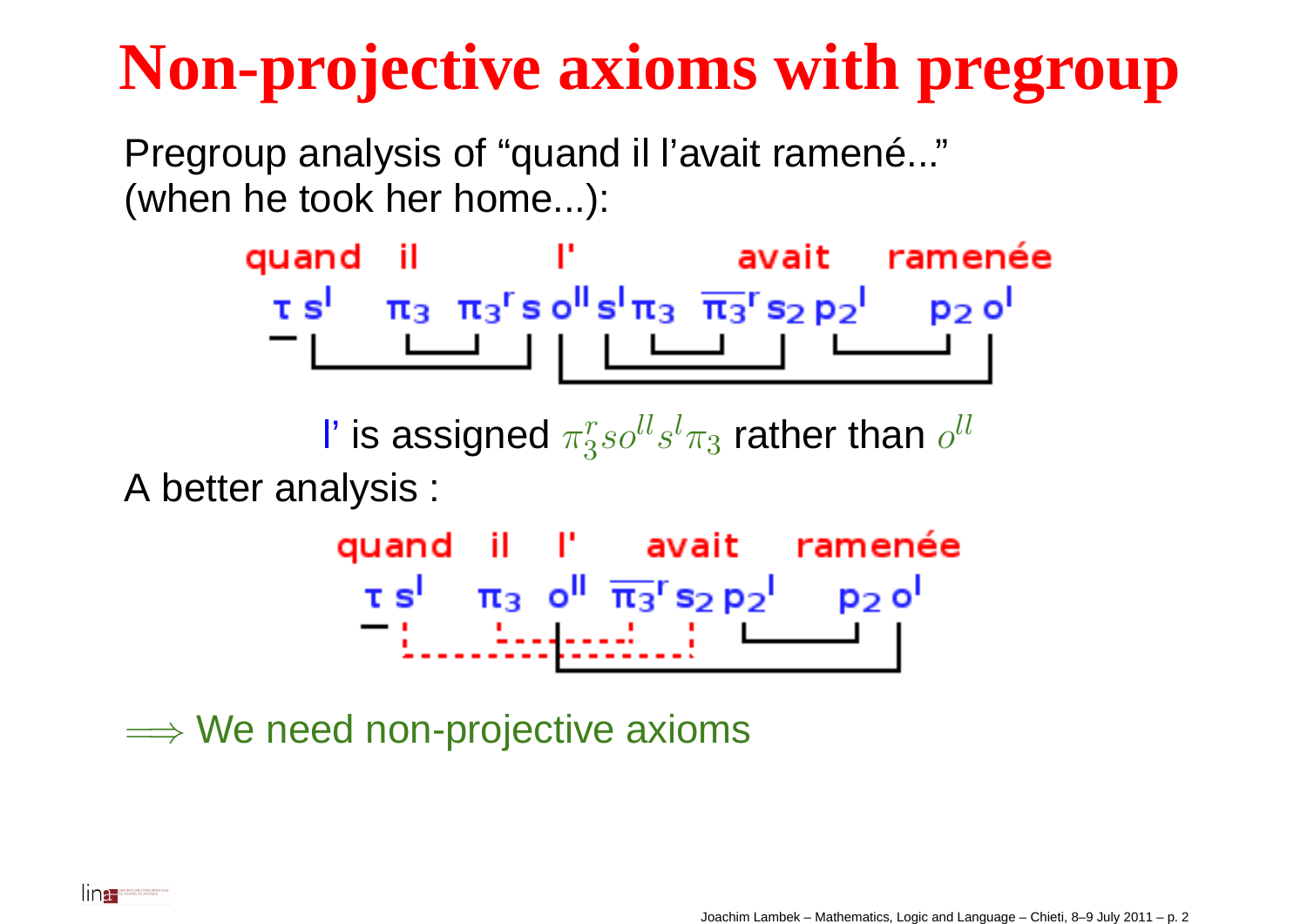# Non-projective axioms with pregroup

Pregroup analysis of “quand il l’avait ramené...”
(when he took her home...):

quand il l' avait ramenée

$\tau\, s^l \quad \pi_3 \quad \pi_3^r\, s\, o^{ll}\, s^l\, \pi_3 \quad \overline{\pi_3}^r\, s_2\, p_2^l \quad p_2\, o^l$

l’ is assigned $\pi_3^r s o^{ll} s^l \pi_3$ rather than $o^{ll}$

A better analysis :

quand il l' avait ramenée

$\tau\, s^l \quad \pi_3 \quad o^{ll} \quad \overline{\pi_3}^r\, s_2\, p_2^l \quad p_2\, o^l$

$\Longrightarrow$ We need non-projective axioms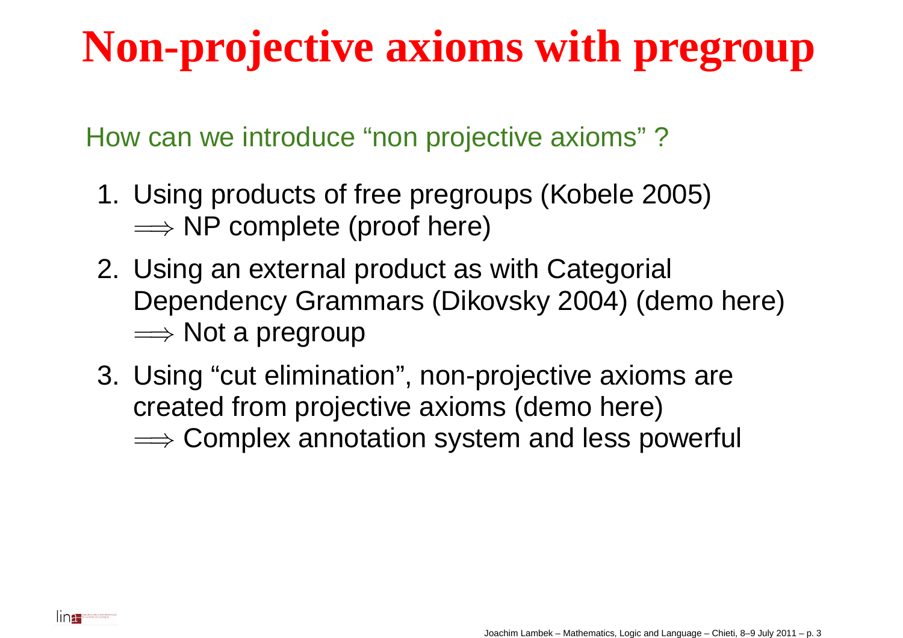# Non-projective axioms with pregroup

How can we introduce “non projective axioms” ?

1. Using products of free pregroups (Kobele 2005)
   $\Longrightarrow$ NP complete (proof here)
2. Using an external product as with Categorial Dependency Grammars (Dikovsky 2004) (demo here)
   $\Longrightarrow$ Not a pregroup
3. Using “cut elimination”, non-projective axioms are created from projective axioms (demo here)
   $\Longrightarrow$ Complex annotation system and less powerful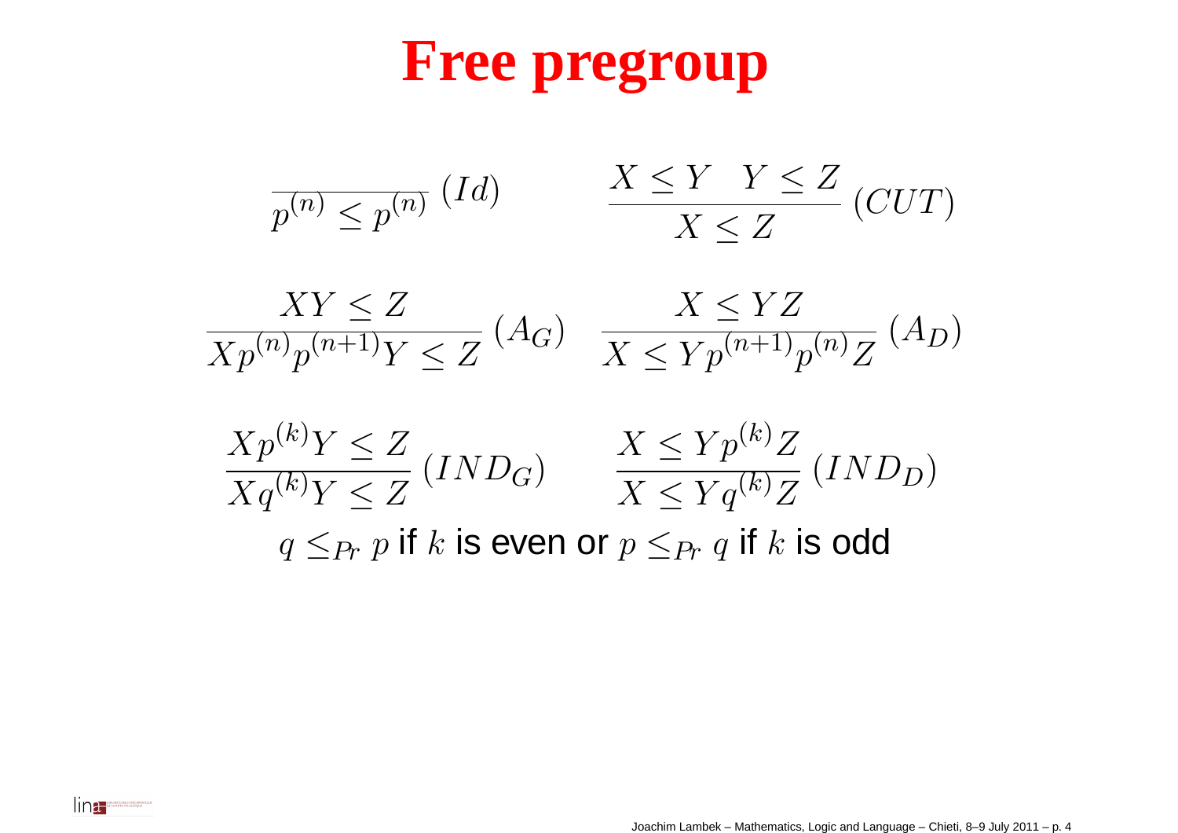# Free pregroup

$$\frac{}{p^{(n)} \leq p^{(n)}} \, (Id) \qquad \frac{X \leq Y \quad Y \leq Z}{X \leq Z} \, (CUT)$$

$$\frac{XY \leq Z}{Xp^{(n)}p^{(n+1)}Y \leq Z} \, (A_G) \quad \frac{X \leq YZ}{X \leq Yp^{(n+1)}p^{(n)}Z} \, (A_D)$$

$$\frac{Xp^{(k)}Y \leq Z}{Xq^{(k)}Y \leq Z} \, (IND_G) \qquad \frac{X \leq Yp^{(k)}Z}{X \leq Yq^{(k)}Z} \, (IND_D)$$

$q \leq_{Pr} p$ if $k$ is even or $p \leq_{Pr} q$ if $k$ is odd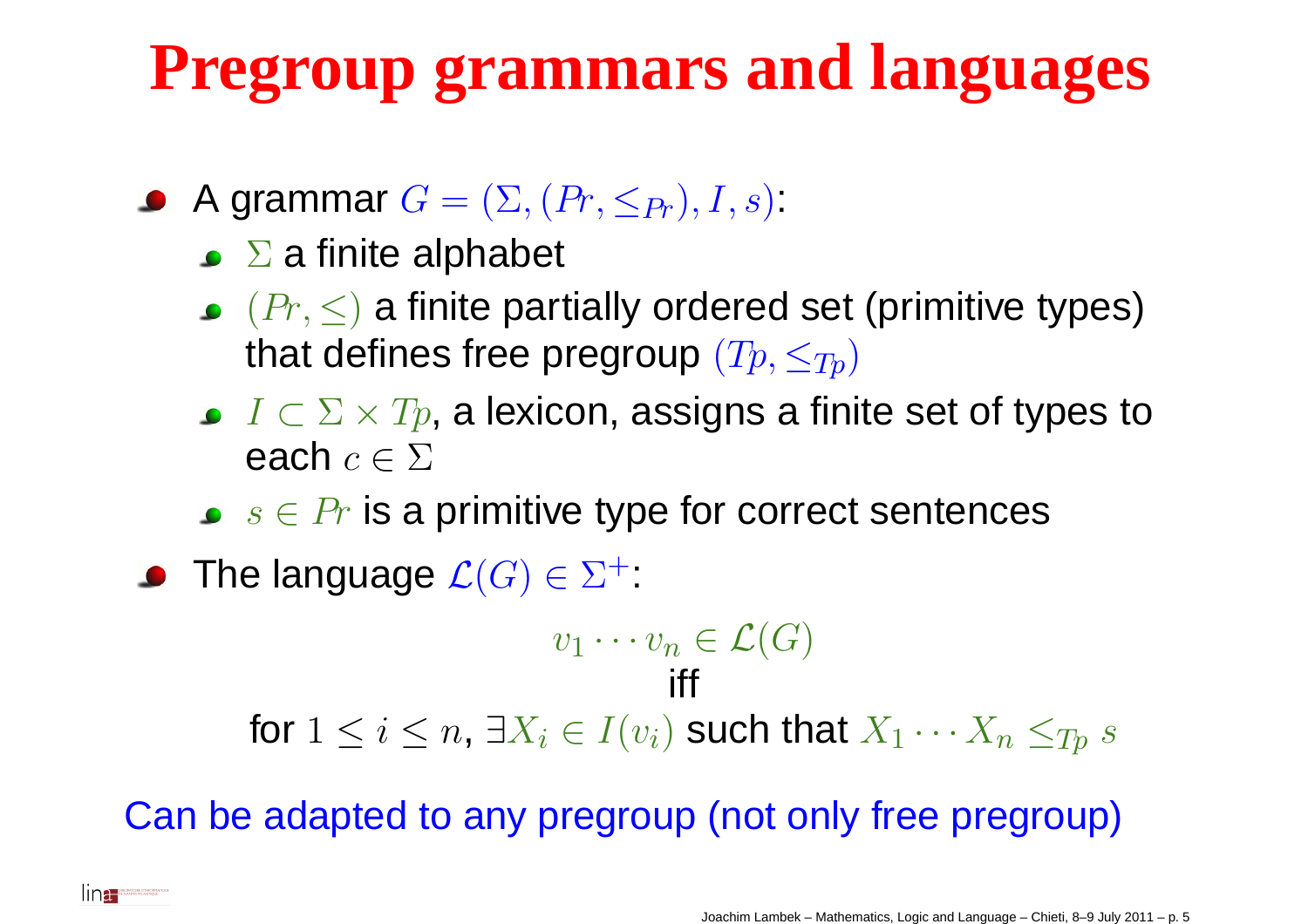# Pregroup grammars and languages

- A grammar $G = (\Sigma, (Pr, \leq_{Pr}), I, s)$:
  - $\Sigma$ a finite alphabet
  - $(Pr, \leq)$ a finite partially ordered set (primitive types) that defines free pregroup $(Tp, \leq_{Tp})$
  - $I \subset \Sigma \times Tp$, a lexicon, assigns a finite set of types to each $c \in \Sigma$
  - $s \in Pr$ is a primitive type for correct sentences
- The language $\mathcal{L}(G) \in \Sigma^+$:

$$v_1 \cdots v_n \in \mathcal{L}(G)$$

iff

for $1 \leq i \leq n$, $\exists X_i \in I(v_i)$ such that $X_1 \cdots X_n \leq_{Tp} s$

Can be adapted to any pregroup (not only free pregroup)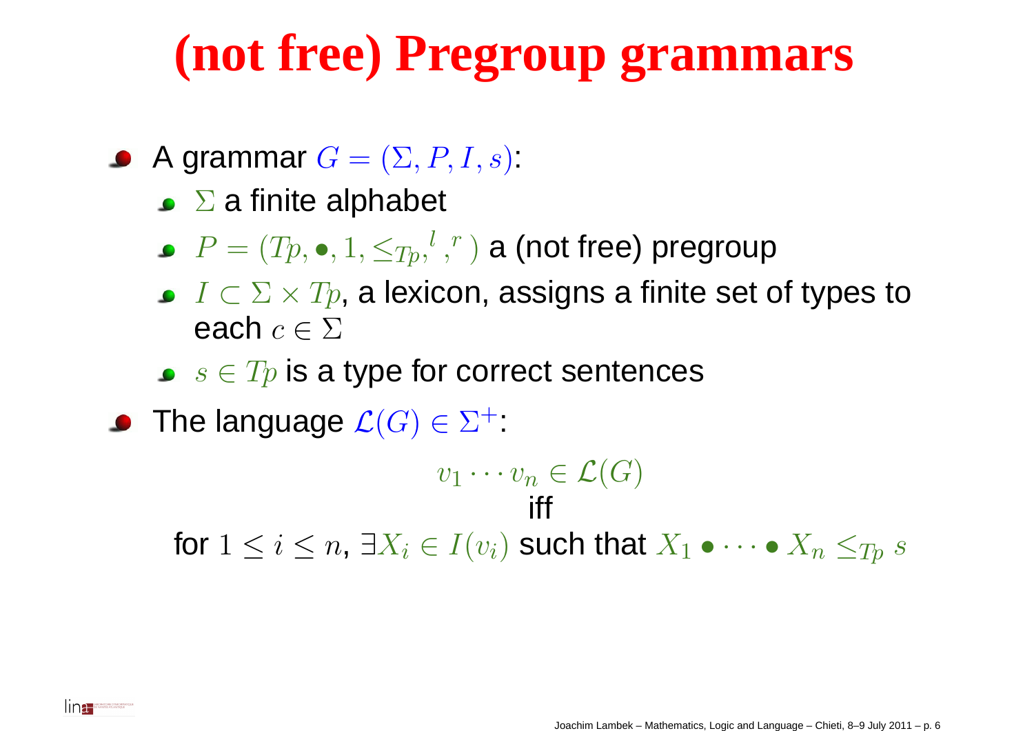# (not free) Pregroup grammars

- A grammar $G = (\Sigma, P, I, s)$:
  - $\Sigma$ a finite alphabet
  - $P = (Tp, \bullet, 1, \leq_{Tp}, {}^{l}, {}^{r})$ a (not free) pregroup
  - $I \subset \Sigma \times Tp$, a lexicon, assigns a finite set of types to each $c \in \Sigma$
  - $s \in Tp$ is a type for correct sentences
- The language $\mathcal{L}(G) \in \Sigma^{+}$:

$$v_1 \cdots v_n \in \mathcal{L}(G)$$

iff

for $1 \leq i \leq n$, $\exists X_i \in I(v_i)$ such that $X_1 \bullet \cdots \bullet X_n \leq_{Tp} s$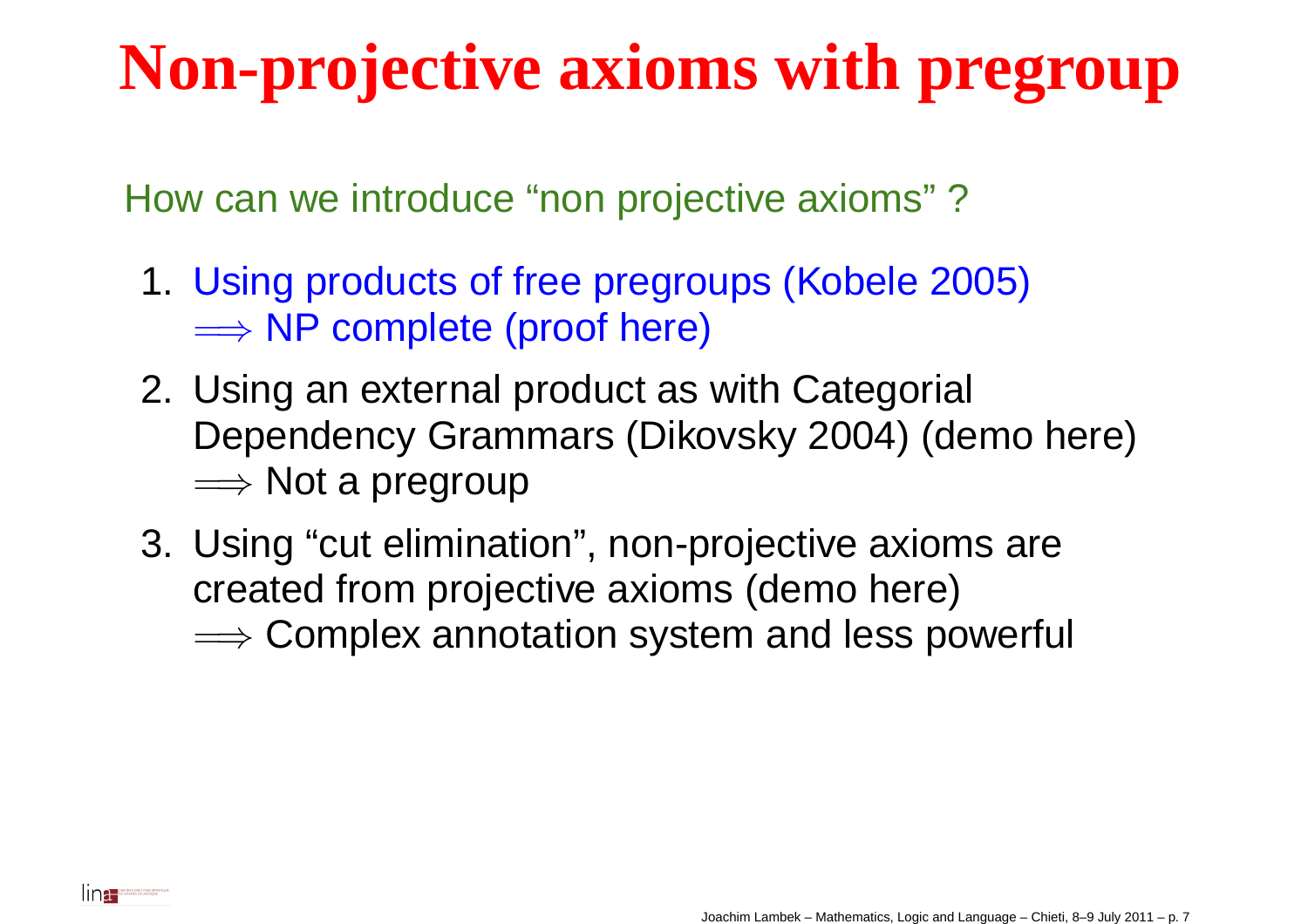# Non-projective axioms with pregroup

How can we introduce “non projective axioms” ?

1. Using products of free pregroups (Kobele 2005)
   $\Longrightarrow$ NP complete (proof here)
2. Using an external product as with Categorial Dependency Grammars (Dikovsky 2004) (demo here)
   $\Longrightarrow$ Not a pregroup
3. Using “cut elimination”, non-projective axioms are created from projective axioms (demo here)
   $\Longrightarrow$ Complex annotation system and less powerful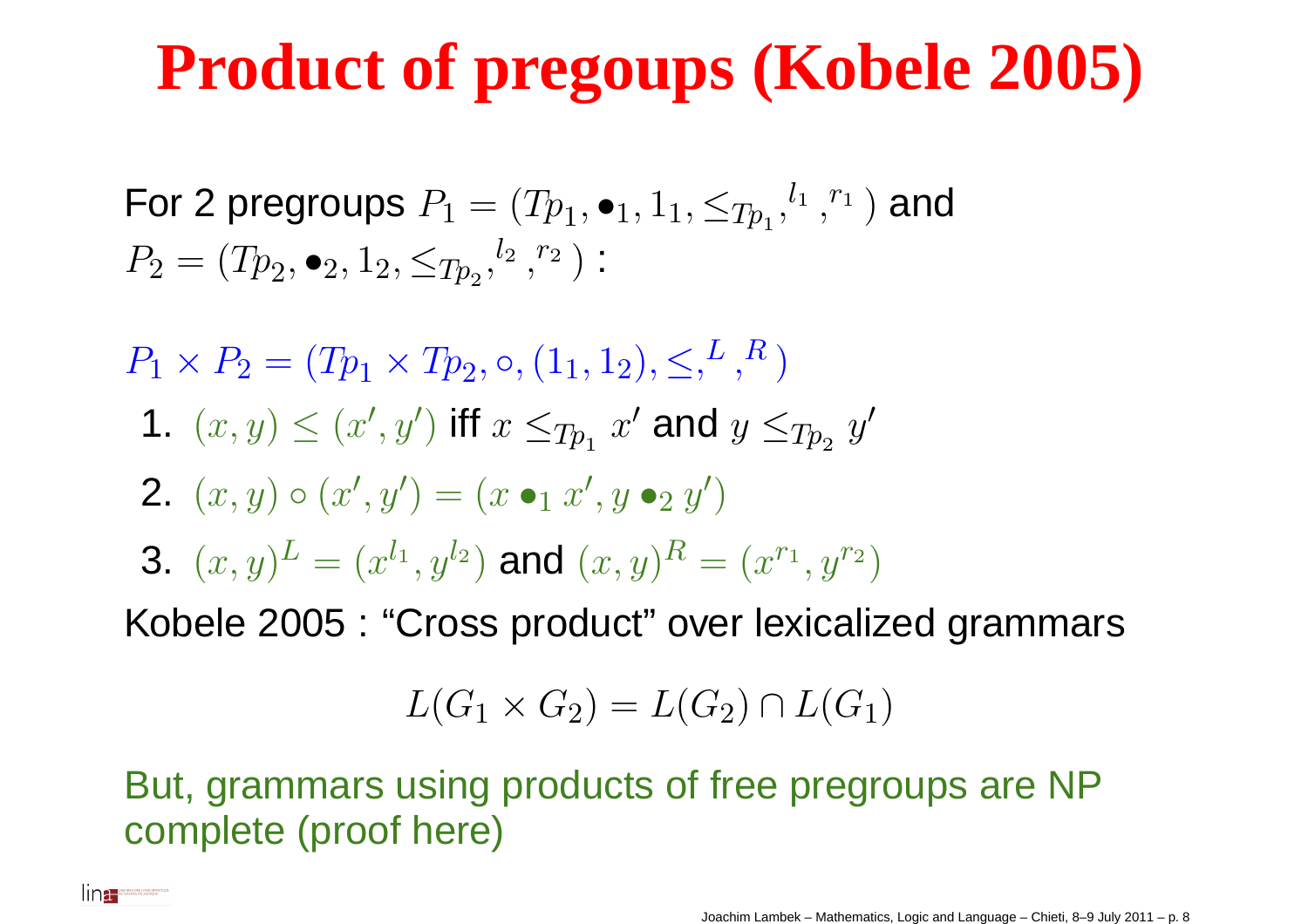# Product of pregoups (Kobele 2005)

For 2 pregroups $P_1 = (Tp_1, \bullet_1, 1_1, \leq_{Tp_1}, ^{l_1}, ^{r_1})$ and $P_2 = (Tp_2, \bullet_2, 1_2, \leq_{Tp_2}, ^{l_2}, ^{r_2})$ :

$P_1 \times P_2 = (Tp_1 \times Tp_2, \circ, (1_1, 1_2), \leq, ^L, ^R)$

1. $(x, y) \leq (x', y')$ iff $x \leq_{Tp_1} x'$ and $y \leq_{Tp_2} y'$
2. $(x, y) \circ (x', y') = (x \bullet_1 x', y \bullet_2 y')$
3. $(x, y)^L = (x^{l_1}, y^{l_2})$ and $(x, y)^R = (x^{r_1}, y^{r_2})$

Kobele 2005 : “Cross product” over lexicalized grammars

$$L(G_1 \times G_2) = L(G_2) \cap L(G_1)$$

But, grammars using products of free pregroups are NP complete (proof here)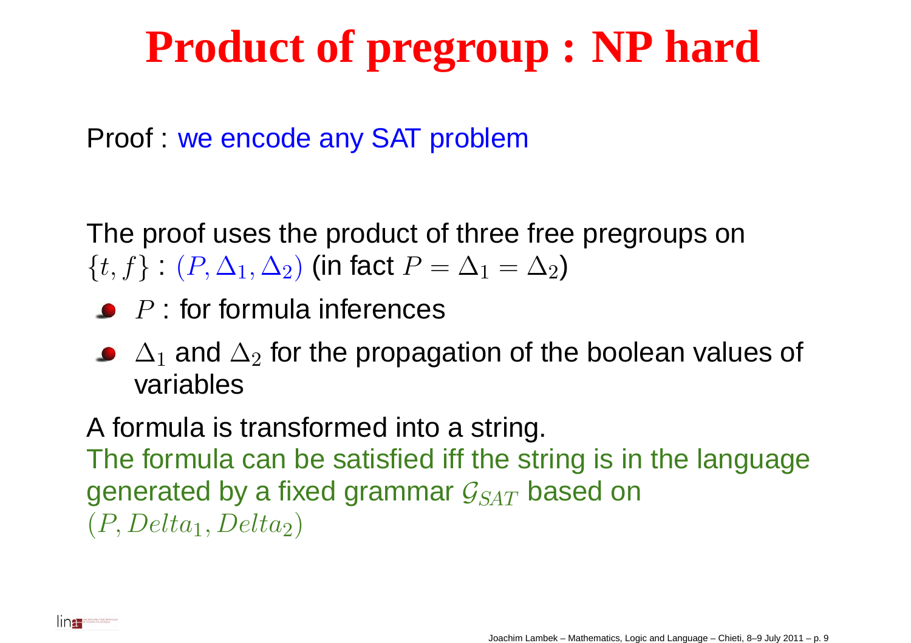# Product of pregroup : NP hard

Proof : we encode any SAT problem

The proof uses the product of three free pregroups on $\{t, f\}$ : $(P, \Delta_1, \Delta_2)$ (in fact $P = \Delta_1 = \Delta_2$)

- $P$ : for formula inferences
- $\Delta_1$ and $\Delta_2$ for the propagation of the boolean values of variables

A formula is transformed into a string.
The formula can be satisfied iff the string is in the language generated by a fixed grammar $\mathcal{G}_{SAT}$ based on $(P, Delta_1, Delta_2)$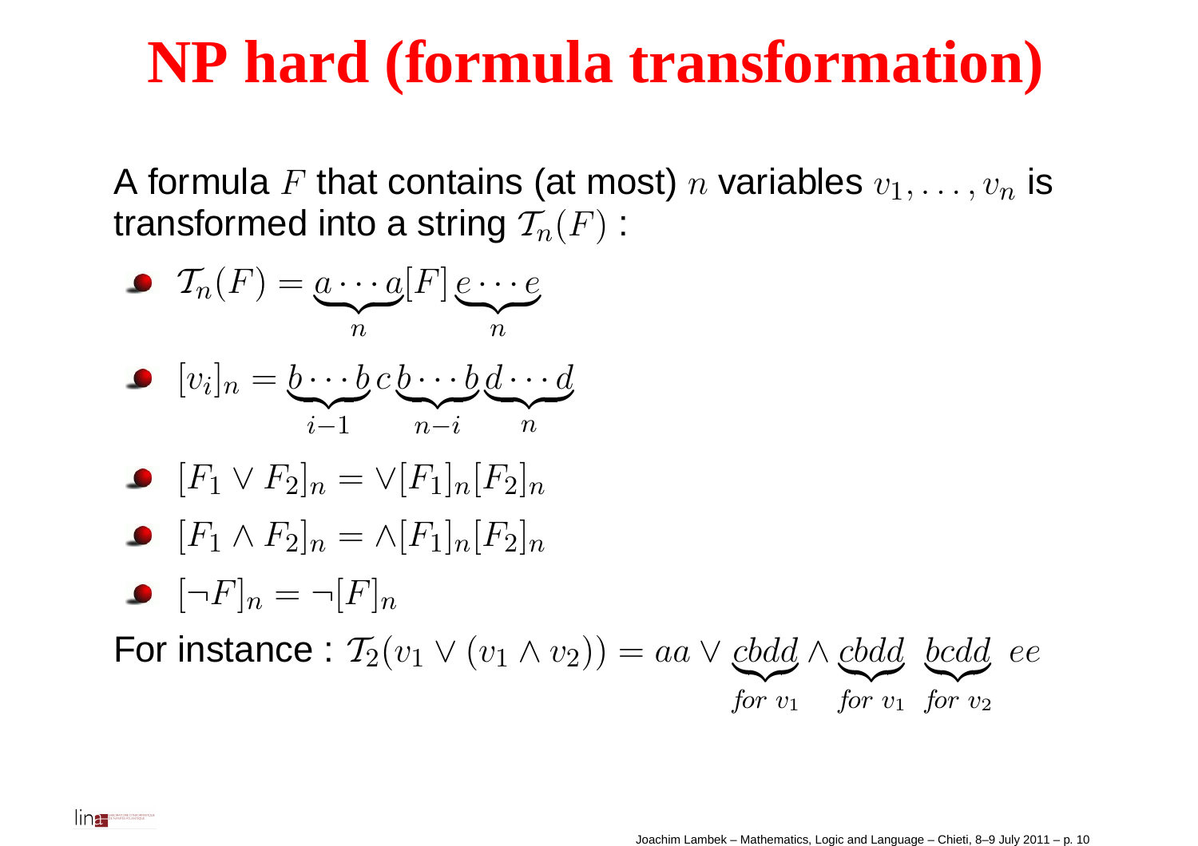# NP hard (formula transformation)

A formula $F$ that contains (at most) $n$ variables $v_1, \ldots, v_n$ is transformed into a string $\mathcal{T}_n(F)$ :

- $\mathcal{T}_n(F) = \underbrace{a \cdots a}_{n}[F]\,\underbrace{e \cdots e}_{n}$
- $[v_i]_n = \underbrace{b \cdots b}_{i-1}\,c\,\underbrace{b \cdots b}_{n-i}\underbrace{d \cdots d}_{n}$
- $[F_1 \vee F_2]_n = \vee[F_1]_n[F_2]_n$
- $[F_1 \wedge F_2]_n = \wedge[F_1]_n[F_2]_n$
- $[\neg F]_n = \neg[F]_n$

For instance : $\mathcal{T}_2(v_1 \vee (v_1 \wedge v_2)) = aa \vee \underbrace{cbdd}_{\textit{for } v_1} \wedge \underbrace{cbdd}_{\textit{for } v_1}\ \underbrace{bcdd}_{\textit{for } v_2}\ ee$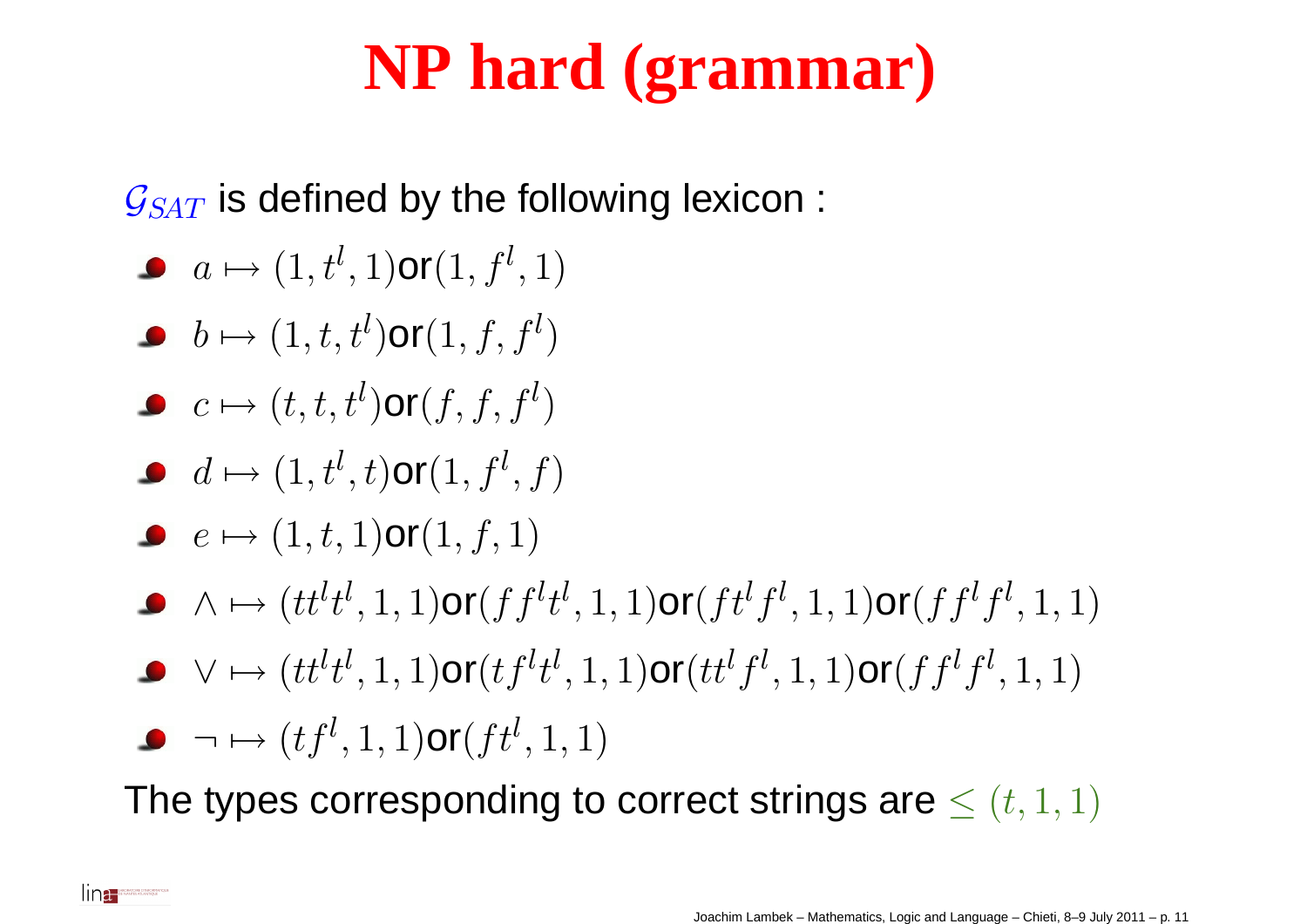# NP hard (grammar)

$\mathcal{G}_{SAT}$ is defined by the following lexicon :

- $a \mapsto (1, t^l, 1)$or$(1, f^l, 1)$
- $b \mapsto (1, t, t^l)$or$(1, f, f^l)$
- $c \mapsto (t, t, t^l)$or$(f, f, f^l)$
- $d \mapsto (1, t^l, t)$or$(1, f^l, f)$
- $e \mapsto (1, t, 1)$or$(1, f, 1)$
- $\wedge \mapsto (tt^lt^l, 1, 1)$or$(ff^lt^l, 1, 1)$or$(ft^lf^l, 1, 1)$or$(ff^lf^l, 1, 1)$
- $\vee \mapsto (tt^lt^l, 1, 1)$or$(tf^lt^l, 1, 1)$or$(tt^lf^l, 1, 1)$or$(ff^lf^l, 1, 1)$
- $\neg \mapsto (tf^l, 1, 1)$or$(ft^l, 1, 1)$

The types corresponding to correct strings are $\leq (t, 1, 1)$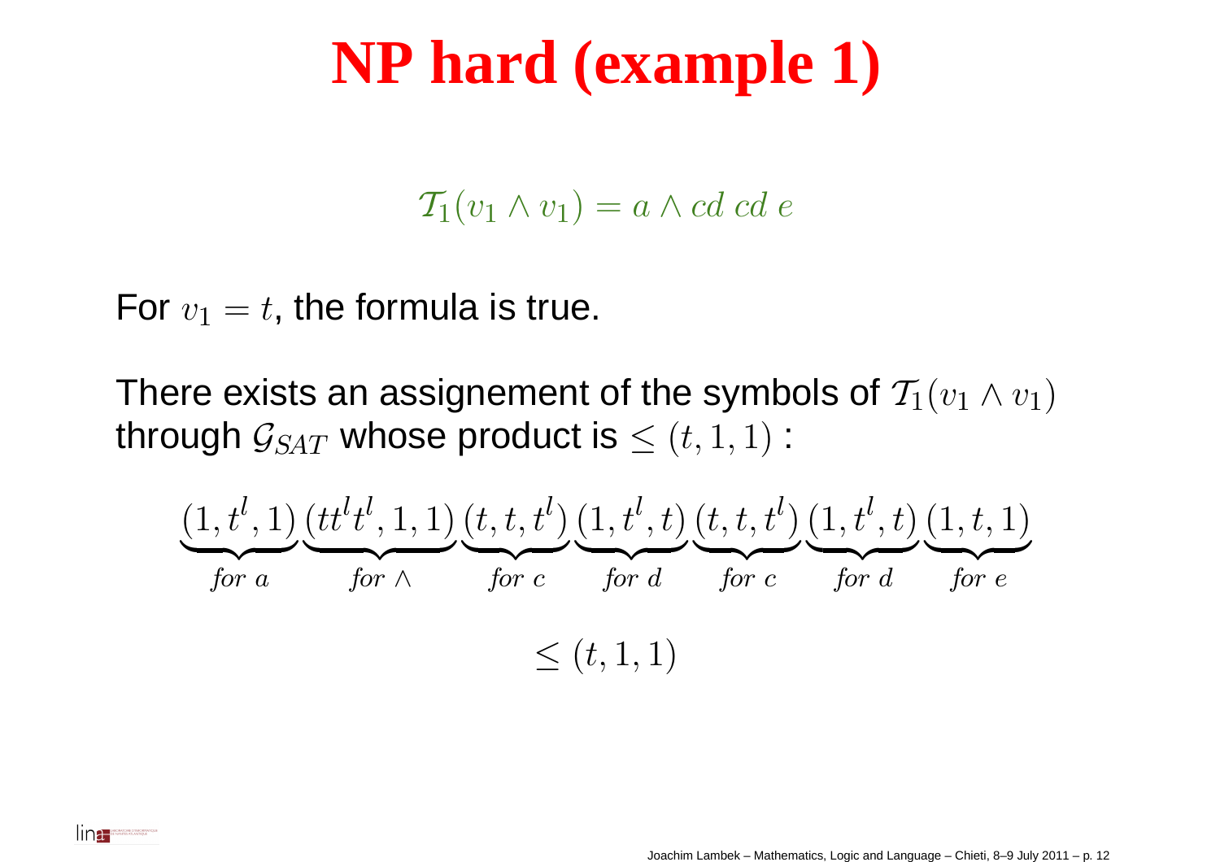# NP hard (example 1)

$$\mathcal{T}_1(v_1 \wedge v_1) = a \wedge cd\ cd\ e$$

For $v_1 = t$, the formula is true.

There exists an assignement of the symbols of $\mathcal{T}_1(v_1 \wedge v_1)$ through $\mathcal{G}_{SAT}$ whose product is $\leq (t, 1, 1)$ :

$$\underbrace{(1, t^l, 1)}_{\textit{for } a}\underbrace{(tt^lt^l, 1, 1)}_{\textit{for } \wedge}\underbrace{(t, t, t^l)}_{\textit{for } c}\underbrace{(1, t^l, t)}_{\textit{for } d}\underbrace{(t, t, t^l)}_{\textit{for } c}\underbrace{(1, t^l, t)}_{\textit{for } d}\underbrace{(1, t, 1)}_{\textit{for } e}$$

$$\leq (t, 1, 1)$$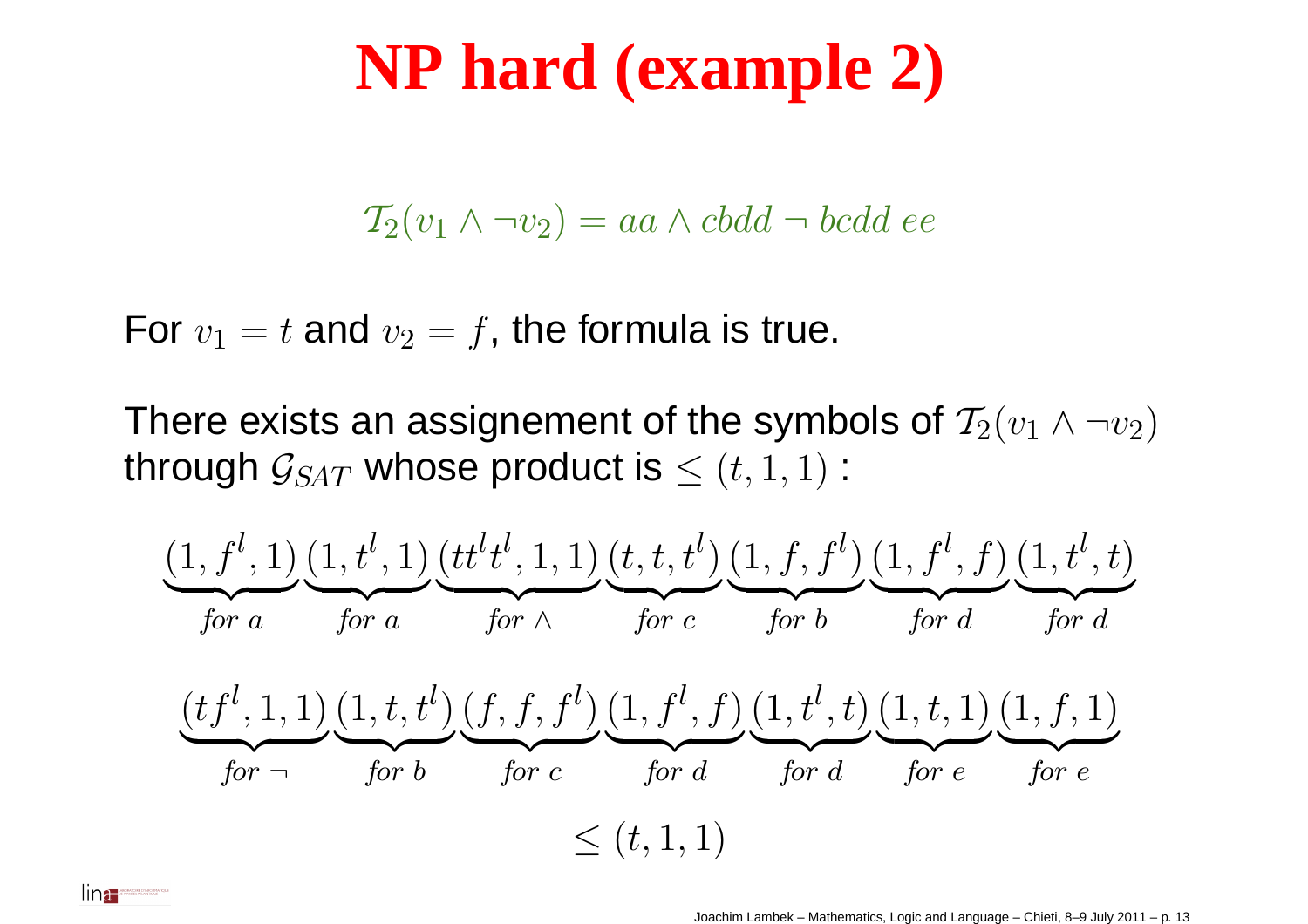# NP hard (example 2)

$$\mathcal{T}_2(v_1 \wedge \neg v_2) = aa \wedge cbdd \neg bcdd\ ee$$

For $v_1 = t$ and $v_2 = f$, the formula is true.

There exists an assignement of the symbols of $\mathcal{T}_2(v_1 \wedge \neg v_2)$ through $\mathcal{G}_{SAT}$ whose product is $\leq (t, 1, 1)$ :

$$\underbrace{(1, f^l, 1)}_{for\ a}\underbrace{(1, t^l, 1)}_{for\ a}\underbrace{(tt^lt^l, 1, 1)}_{for\ \wedge}\underbrace{(t, t, t^l)}_{for\ c}\underbrace{(1, f, f^l)}_{for\ b}\underbrace{(1, f^l, f)}_{for\ d}\underbrace{(1, t^l, t)}_{for\ d}$$

$$\underbrace{(tf^l, 1, 1)}_{for\ \neg}\underbrace{(1, t, t^l)}_{for\ b}\underbrace{(f, f, f^l)}_{for\ c}\underbrace{(1, f^l, f)}_{for\ d}\underbrace{(1, t^l, t)}_{for\ d}\underbrace{(1, t, 1)}_{for\ e}\underbrace{(1, f, 1)}_{for\ e}$$

$$\leq (t, 1, 1)$$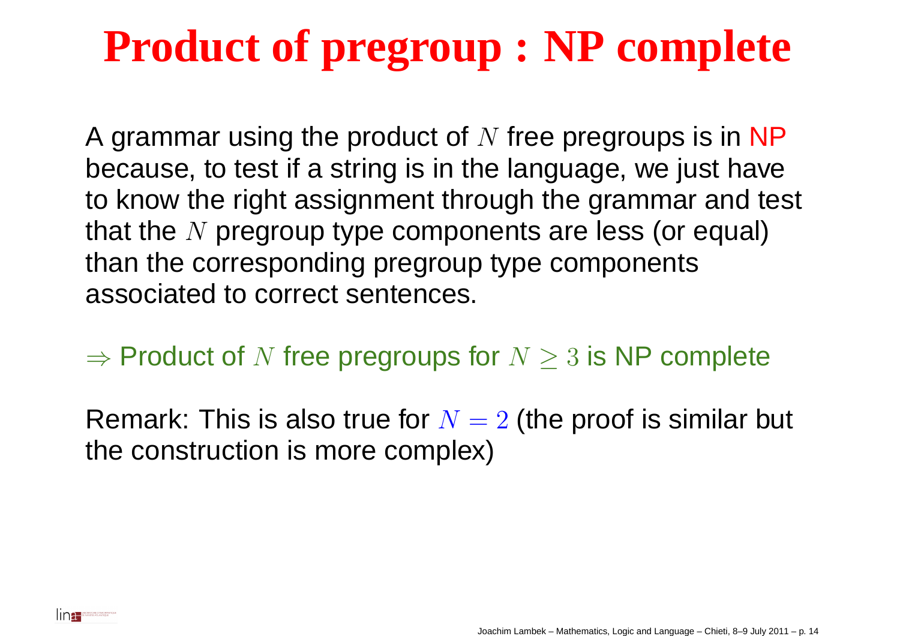# Product of pregroup : NP complete

A grammar using the product of $N$ free pregroups is in NP because, to test if a string is in the language, we just have to know the right assignment through the grammar and test that the $N$ pregroup type components are less (or equal) than the corresponding pregroup type components associated to correct sentences.

$\Rightarrow$ Product of $N$ free pregroups for $N \geq 3$ is NP complete

Remark: This is also true for $N = 2$ (the proof is similar but the construction is more complex)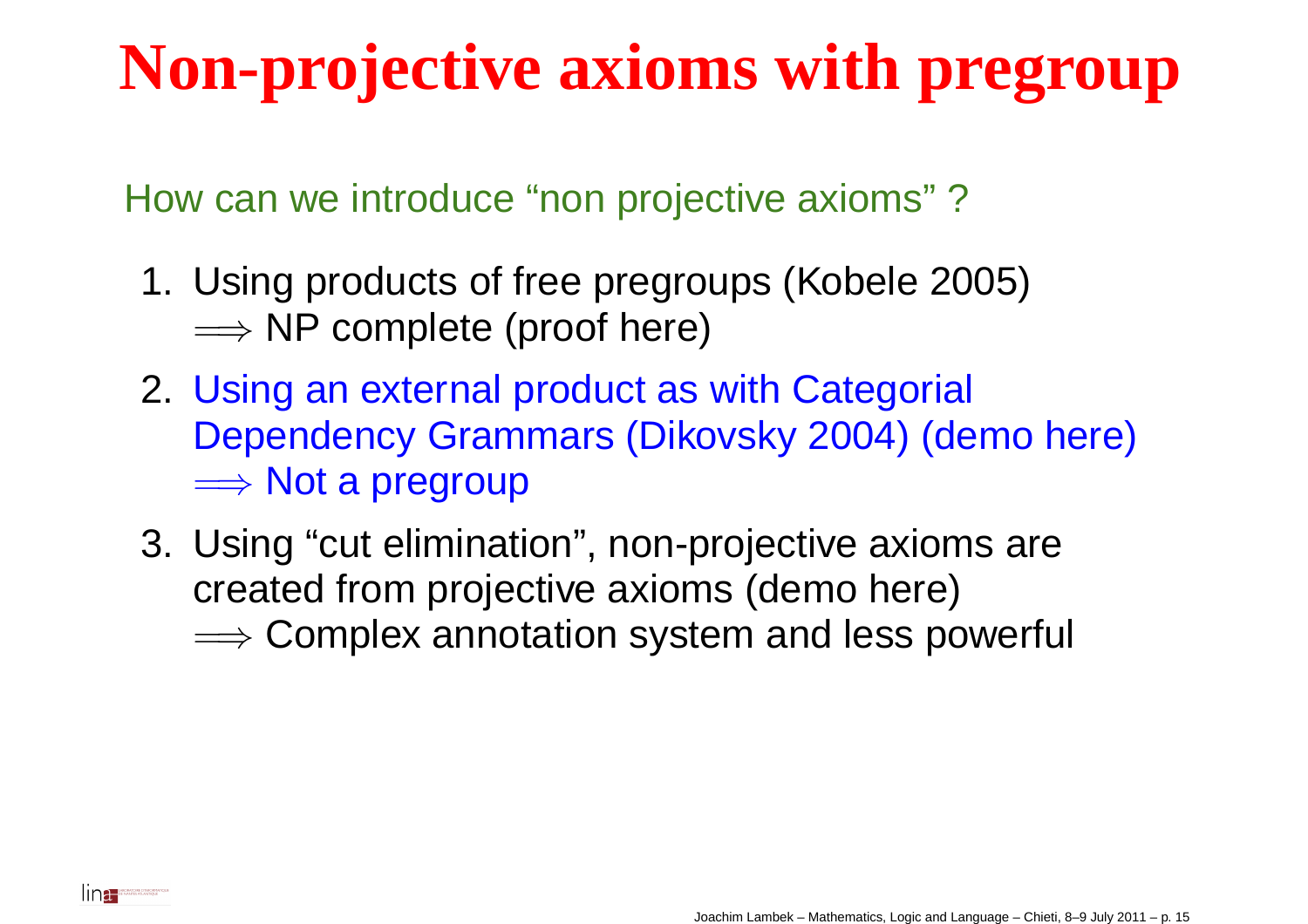# Non-projective axioms with pregroup

How can we introduce “non projective axioms” ?

1. Using products of free pregroups (Kobele 2005)
   $\Longrightarrow$ NP complete (proof here)
2. Using an external product as with Categorial Dependency Grammars (Dikovsky 2004) (demo here)
   $\Longrightarrow$ Not a pregroup
3. Using “cut elimination”, non-projective axioms are created from projective axioms (demo here)
   $\Longrightarrow$ Complex annotation system and less powerful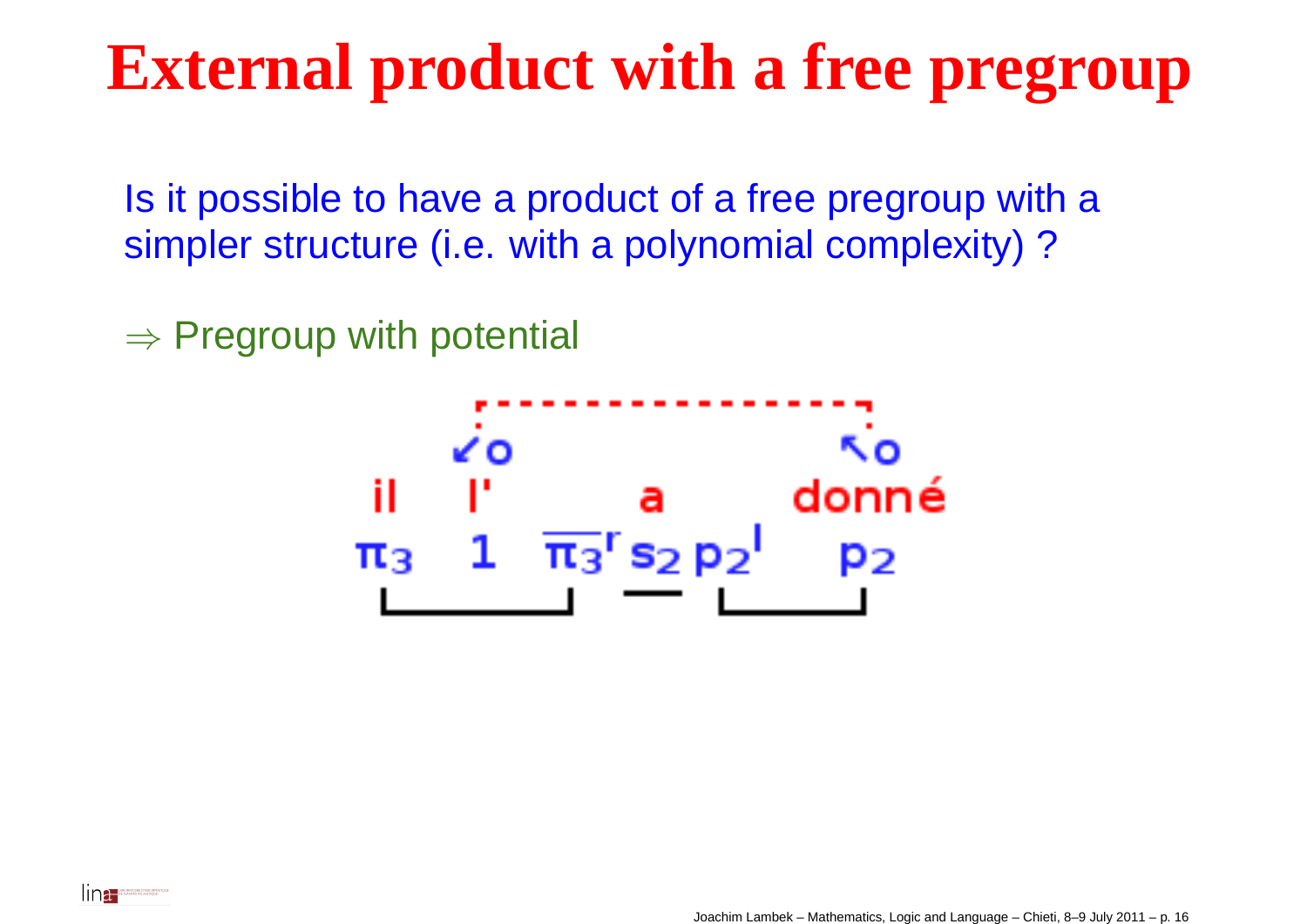# External product with a free pregroup

Is it possible to have a product of a free pregroup with a simpler structure (i.e. with a polynomial complexity) ?

$\Rightarrow$ Pregroup with potential

il l' a donné

$\pi_3 \quad 1 \quad \overline{\pi_3}^r s_2 p_2^l \quad p_2$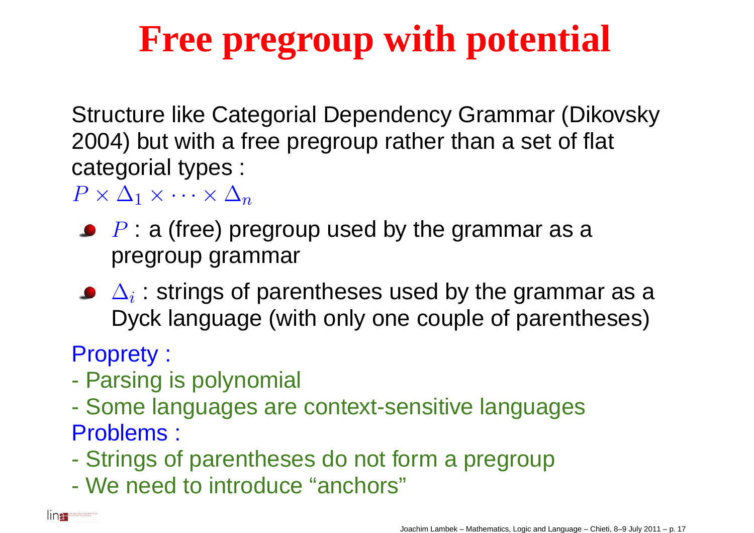# Free pregroup with potential

Structure like Categorial Dependency Grammar (Dikovsky 2004) but with a free pregroup rather than a set of flat categorial types :
$P \times \Delta_1 \times \cdots \times \Delta_n$

- $P$ : a (free) pregroup used by the grammar as a pregroup grammar
- $\Delta_i$ : strings of parentheses used by the grammar as a Dyck language (with only one couple of parentheses)

Proprety :

- Parsing is polynomial
- Some languages are context-sensitive languages

Problems :

- Strings of parentheses do not form a pregroup
- We need to introduce “anchors”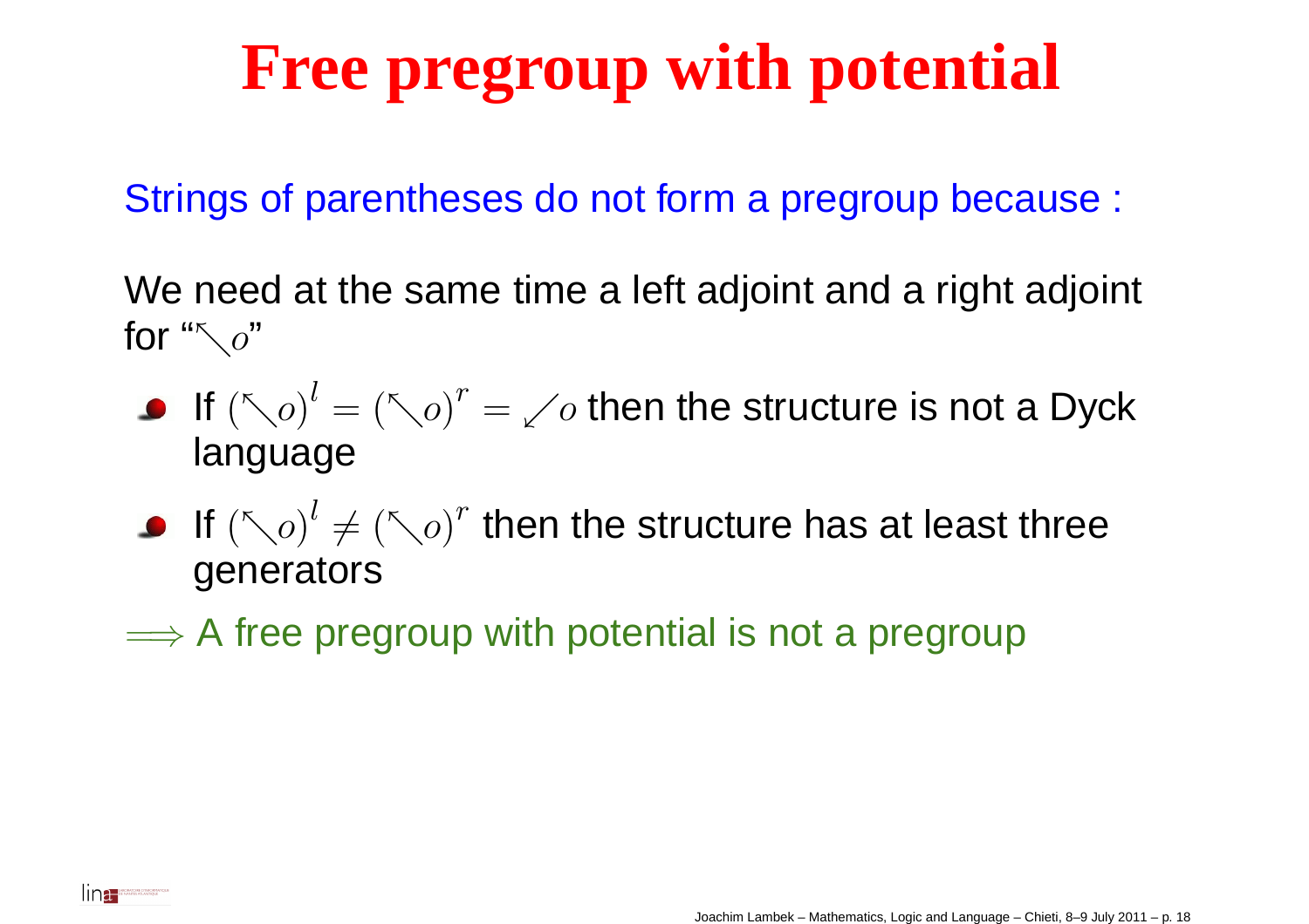# Free pregroup with potential

Strings of parentheses do not form a pregroup because :

We need at the same time a left adjoint and a right adjoint for "$\nwarrow\!\!\diagdown o$"

- If $(\nwarrow\!\!\diagdown o)^l = (\nwarrow\!\!\diagdown o)^r = \swarrow\!\!\diagup o$ then the structure is not a Dyck language
- If $(\nwarrow\!\!\diagdown o)^l \neq (\nwarrow\!\!\diagdown o)^r$ then the structure has at least three generators

$\Longrightarrow$ A free pregroup with potential is not a pregroup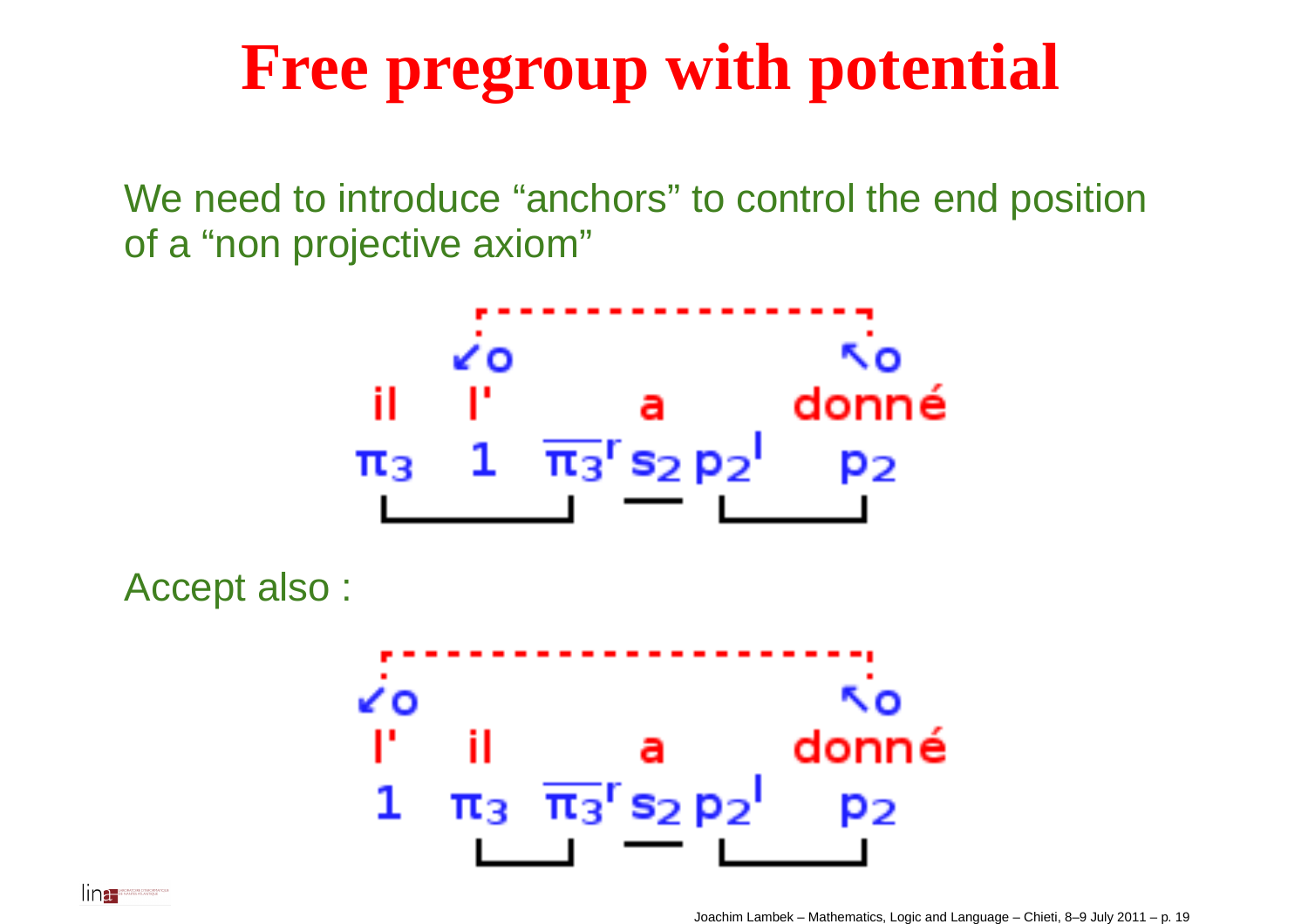# Free pregroup with potential

We need to introduce “anchors” to control the end position of a “non projective axiom”

$$
\begin{array}{cccc}
 & \swarrow o & & \nwarrow o \\
\text{il} & \text{l'} & \text{a} & \text{donné} \\
\pi_3 & 1 & \overline{\pi_3}^r s_2 p_2^l & p_2
\end{array}
$$

Accept also :

$$
\begin{array}{cccc}
\swarrow o & & & \nwarrow o \\
\text{l'} & \text{il} & \text{a} & \text{donné} \\
1 & \pi_3 & \overline{\pi_3}^r s_2 p_2^l & p_2
\end{array}
$$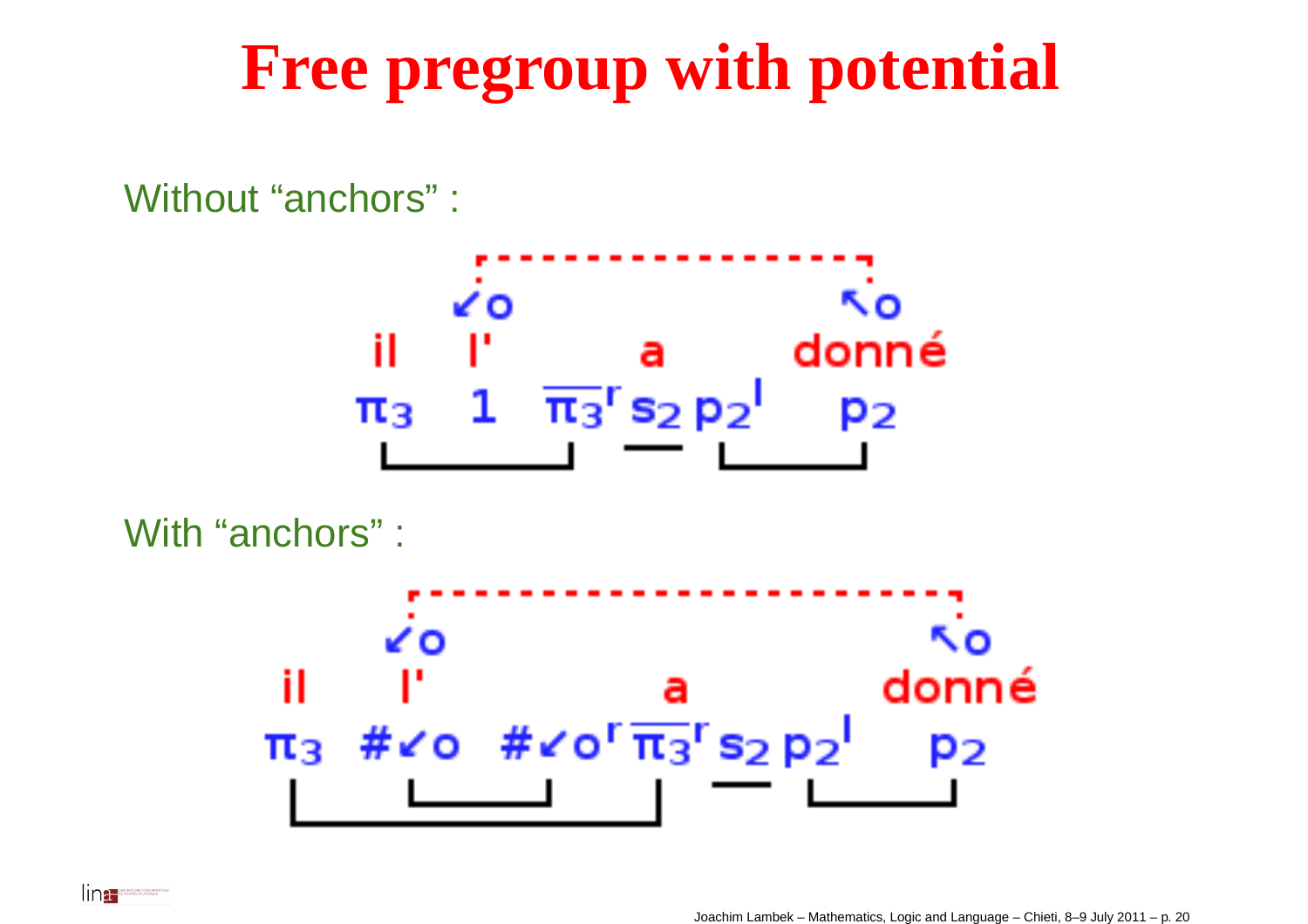# Free pregroup with potential

Without "anchors" :

$\swarrow o$ &nbsp;&nbsp;&nbsp;&nbsp;&nbsp;&nbsp;&nbsp;&nbsp;&nbsp;&nbsp;&nbsp;&nbsp;&nbsp; $\nwarrow o$

il &nbsp;&nbsp; l' &nbsp;&nbsp;&nbsp;&nbsp;&nbsp; a &nbsp;&nbsp;&nbsp;&nbsp;&nbsp; donné

$$\pi_3 \quad 1 \quad \overline{\pi_3}^r\, s_2\, p_2^l \quad p_2$$

With "anchors" :

$\swarrow o$ &nbsp;&nbsp;&nbsp;&nbsp;&nbsp;&nbsp;&nbsp;&nbsp;&nbsp;&nbsp;&nbsp;&nbsp;&nbsp; $\nwarrow o$

il &nbsp;&nbsp; l' &nbsp;&nbsp;&nbsp;&nbsp;&nbsp; a &nbsp;&nbsp;&nbsp;&nbsp;&nbsp; donné

$$\pi_3 \quad \#\swarrow o \quad \#\swarrow o^r\, \overline{\pi_3}^r\, s_2\, p_2^l \quad p_2$$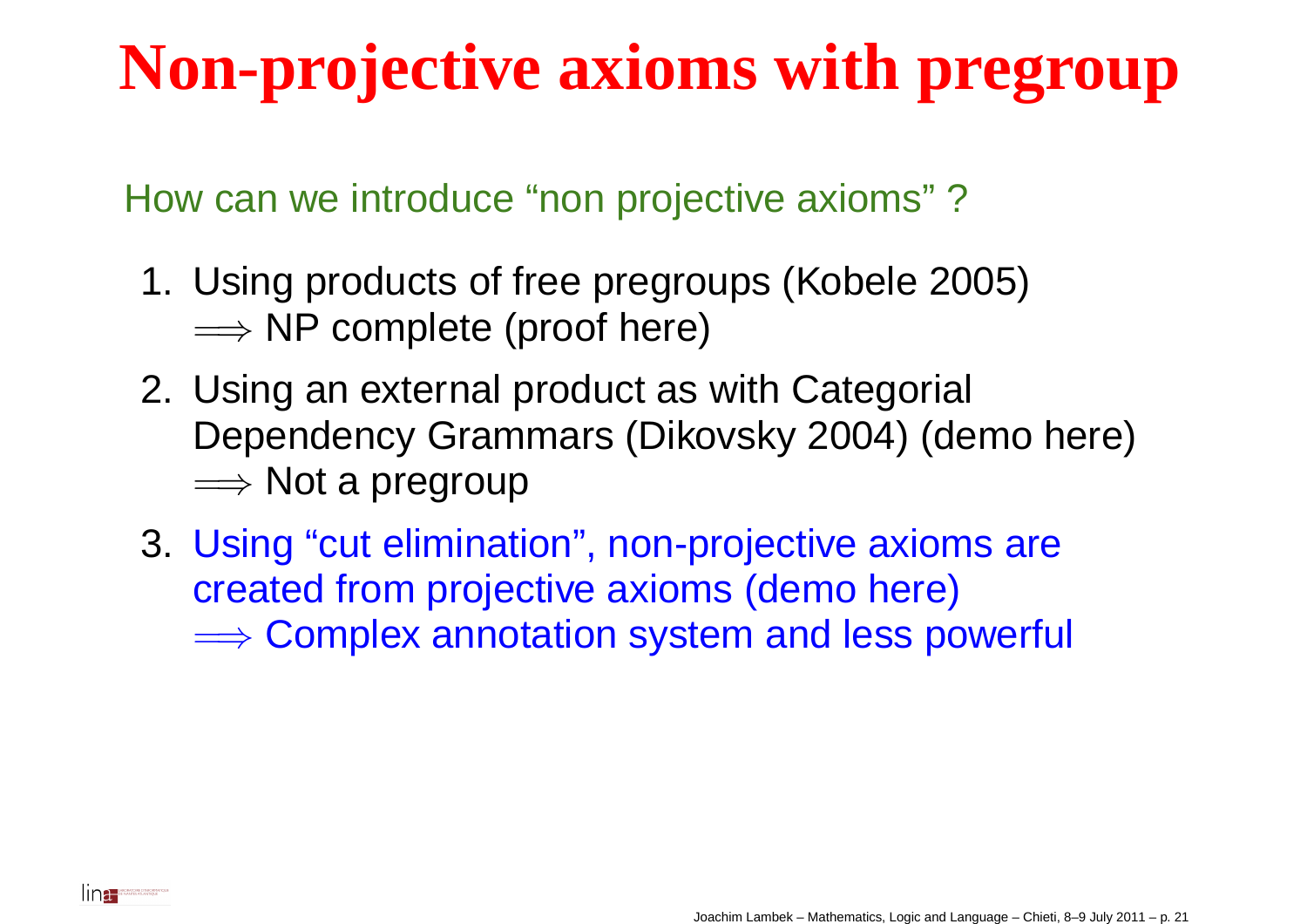# Non-projective axioms with pregroup

How can we introduce "non projective axioms" ?

1. Using products of free pregroups (Kobele 2005)
   $\Longrightarrow$ NP complete (proof here)
2. Using an external product as with Categorial Dependency Grammars (Dikovsky 2004) (demo here)
   $\Longrightarrow$ Not a pregroup
3. Using "cut elimination", non-projective axioms are created from projective axioms (demo here)
   $\Longrightarrow$ Complex annotation system and less powerful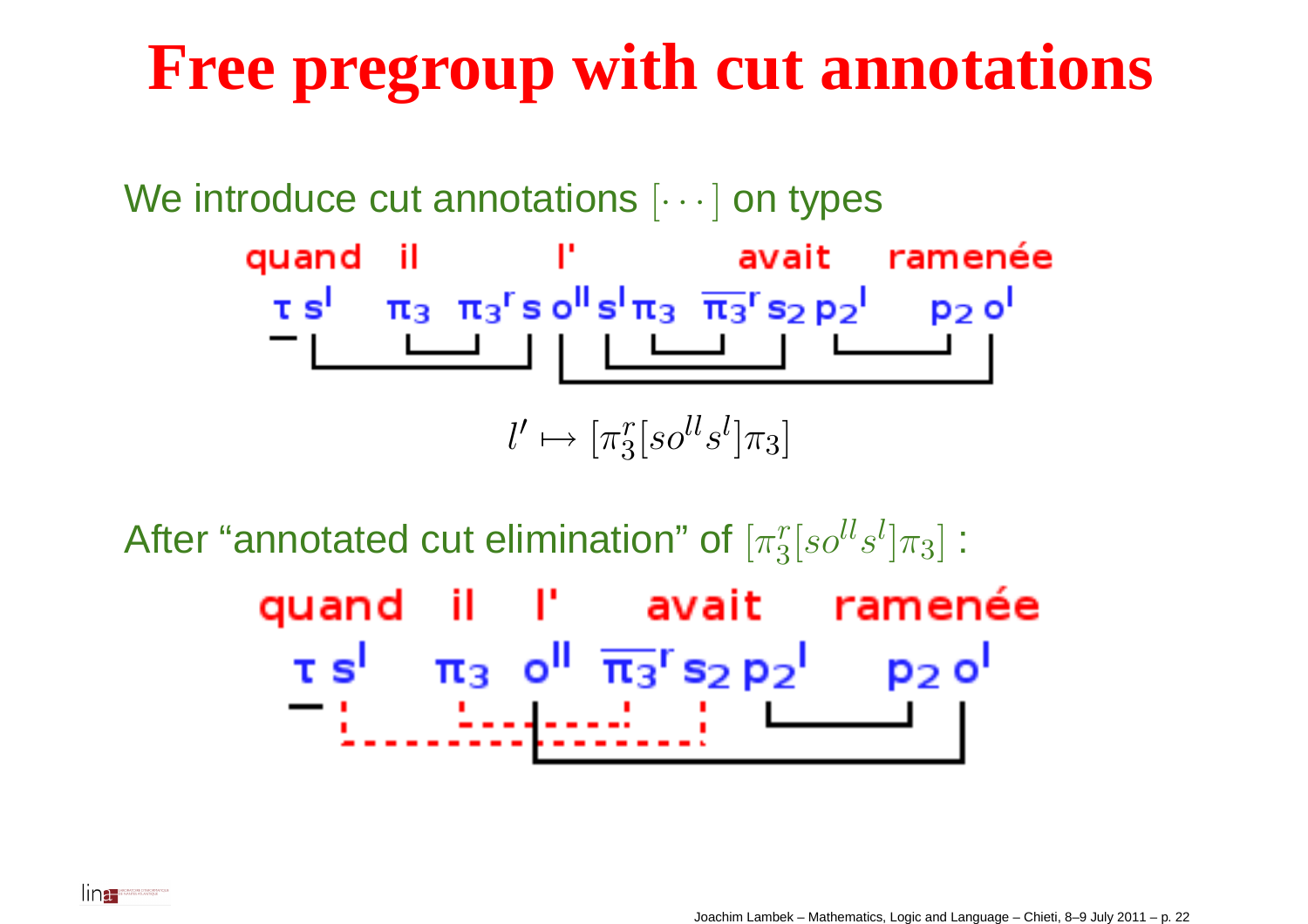# Free pregroup with cut annotations

We introduce cut annotations $[\cdots]$ on types

quand il l' avait ramenée

$\tau\, s^l \quad \pi_3 \quad \pi_3{}^r s\, o^{ll} s^l \pi_3 \quad \overline{\pi_3}{}^r s_2\, p_2{}^l \quad p_2\, o^l$

$$l' \mapsto [\pi_3^r [s o^{ll} s^l] \pi_3]$$

After "annotated cut elimination" of $[\pi_3^r [s o^{ll} s^l] \pi_3]$ :

quand il l' avait ramenée

$\tau\, s^l \quad \pi_3 \quad o^{ll} \quad \overline{\pi_3}{}^r s_2\, p_2{}^l \quad p_2\, o^l$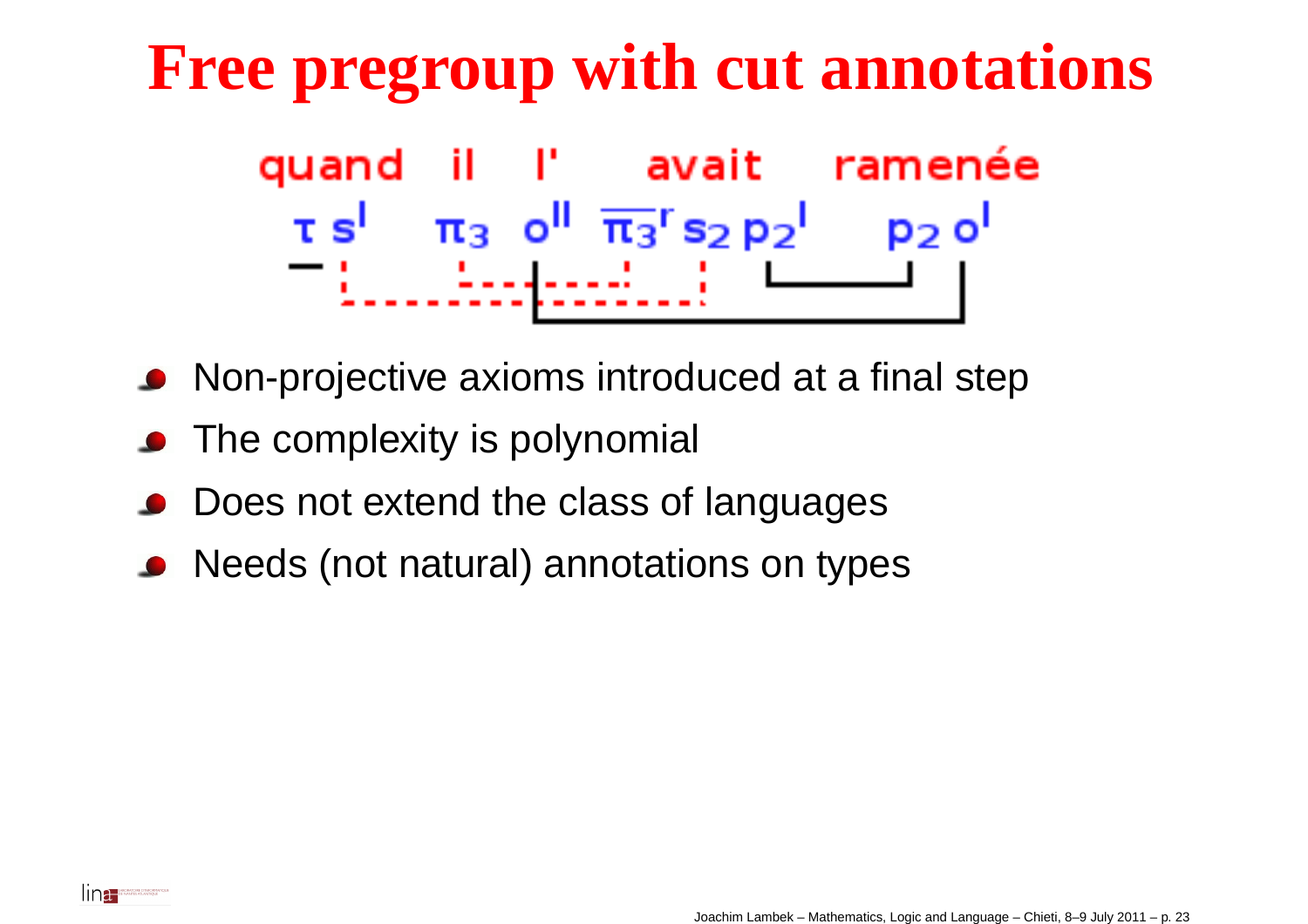# Free pregroup with cut annotations

quand il l' avait ramenée

$\tau\, s^{l} \quad \pi_3 \quad o^{ll}\, \overline{\pi_3}^{r}\, s_2\, p_2^{l} \quad p_2\, o^{l}$

- Non-projective axioms introduced at a final step
- The complexity is polynomial
- Does not extend the class of languages
- Needs (not natural) annotations on types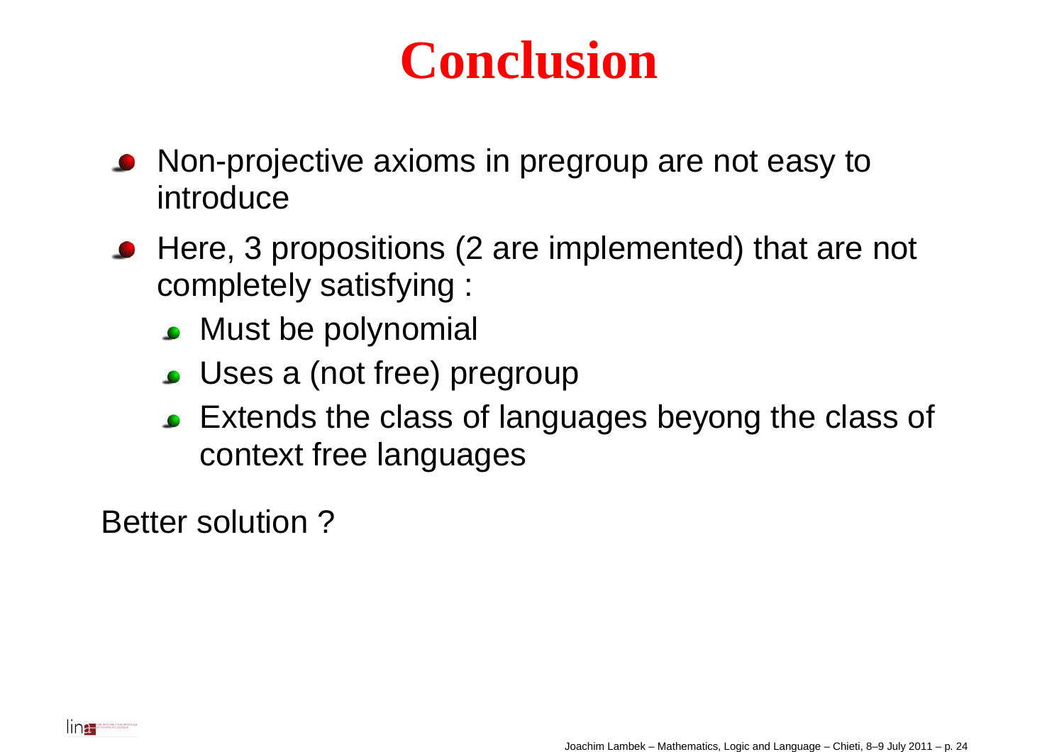# Conclusion

- Non-projective axioms in pregroup are not easy to introduce
- Here, 3 propositions (2 are implemented) that are not completely satisfying :
  - Must be polynomial
  - Uses a (not free) pregroup
  - Extends the class of languages beyong the class of context free languages

Better solution ?